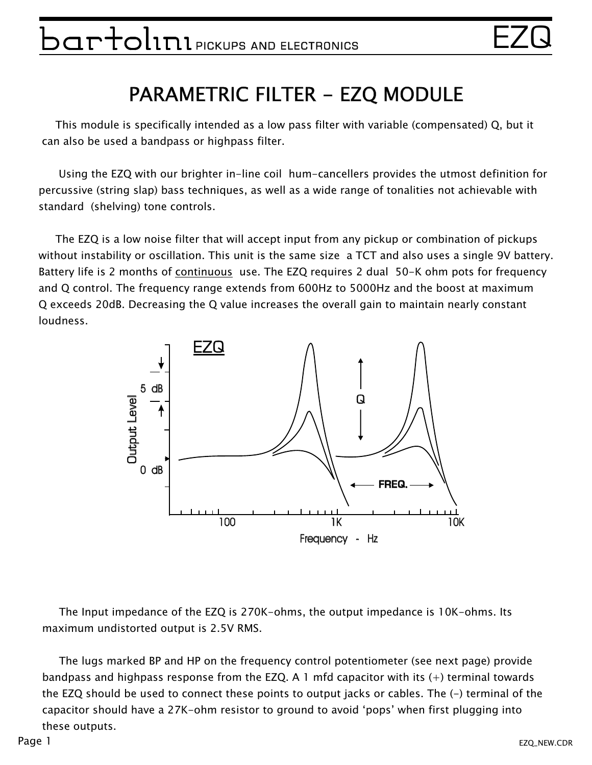# PARAMETRIC FILTER - EZQ MODULE

This module is specifically intended as a low pass filter with variable (compensated) Q, but it can also be used a bandpass or highpass filter.

Using the EZQ with our brighter in-line coil hum-cancellers provides the utmost definition for percussive (string slap) bass techniques, as well as a wide range of tonalities not achievable with standard (shelving) tone controls.

The EZQ is a low noise filter that will accept input from any pickup or combination of pickups without instability or oscillation. This unit is the same size a TCT and also uses a single 9V battery. Battery life is 2 months of <u>continuous</u> use. The EZQ requires 2 dual 50-K ohm pots for frequency and Q control. The frequency range extends from 600Hz to 5000Hz and the boost at maximum Q exceeds 20dB. Decreasing the Q value increases the overall gain to maintain nearly constant loudness.

The Input impedance of the EZQ is 270K-ohms, the output impedance is 10K-ohms. Its maximum undistorted output is 2.5V RMS.

The lugs marked BP and HP on the frequency control potentiometer (see next page) provide bandpass and highpass response from the EZQ. A 1 mfd capacitor with its (+) terminal towards the EZQ should be used to connect these points to output jacks or cables. The (-) terminal of the capacitor should have a 27K-ohm resistor to ground to avoid 'pops' when first plugging into these outputs.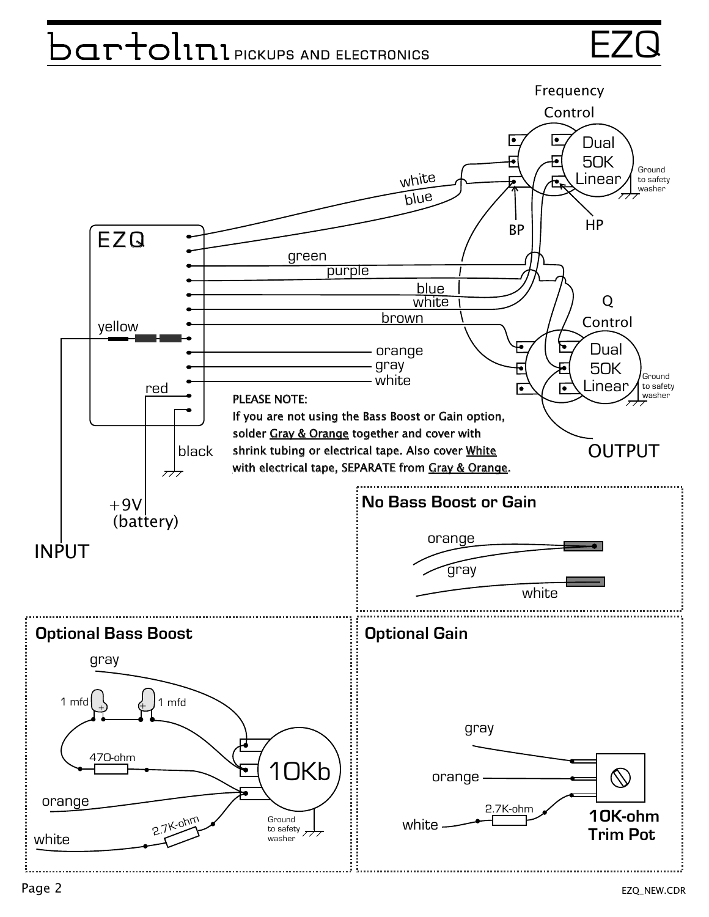# EZQ

Frequency Control

Dual 50K Linear

Ground to safety washer

BP

HP

white

blue

EZQ

green

purple

blue

white

brown

yellow

orange

gray

white

red

black

+9V (battery)

INPUT

Q Control

Dual 50K Linear

Ground to safety washer

OUTPUT

**PLEASE NOTE:**
**If you are not using the Bass Boost or Gain option, solder Gray & Orange together and cover with shrink tubing or electrical tape. Also cover White with electrical tape, SEPARATE from Gray & Orange.**

## No Bass Boost or Gain

orange

gray

white

## Optional Bass Boost

gray

1 mfd

1 mfd

470-ohm

orange

white

2.7K-ohm

10Kb

Ground to safety washer

## Optional Gain

gray

orange

2.7K-ohm

white

**10K-ohm Trim Pot**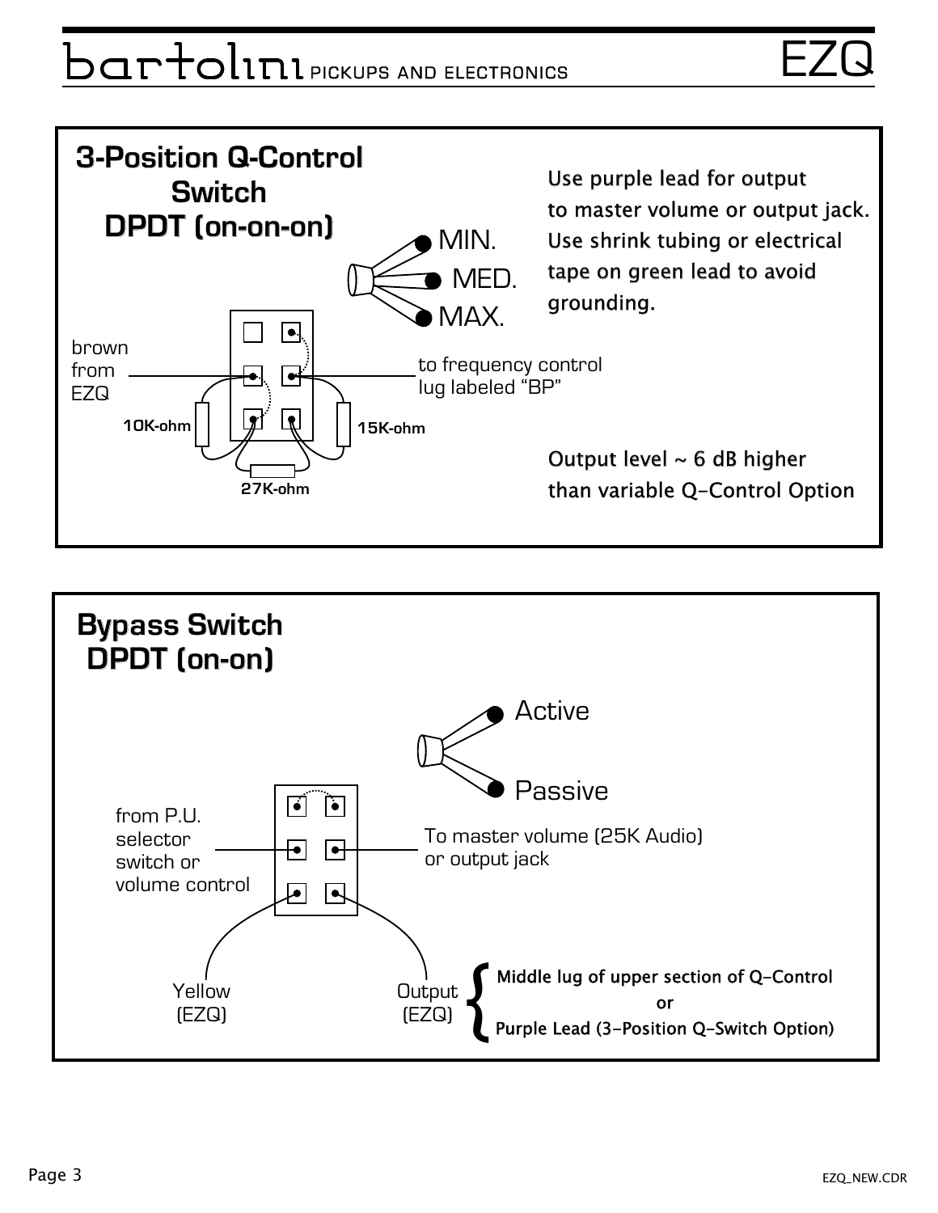## 3-Position Q-Control Switch DPDT (on-on-on)

MIN.

MED.

MAX.

brown from EZQ

to frequency control lug labeled "BP"

10K-ohm

15K-ohm

27K-ohm

Use purple lead for output to master volume or output jack. Use shrink tubing or electrical tape on green lead to avoid grounding.

Output level ~ 6 dB higher than variable Q-Control Option

## Bypass Switch DPDT (on-on)

Active

Passive

from P.U. selector switch or volume control

To master volume (25K Audio) or output jack

Yellow (EZQ)

Output (EZQ)

{ Middle lug of upper section of Q-Control
or
Purple Lead (3-Position Q-Switch Option)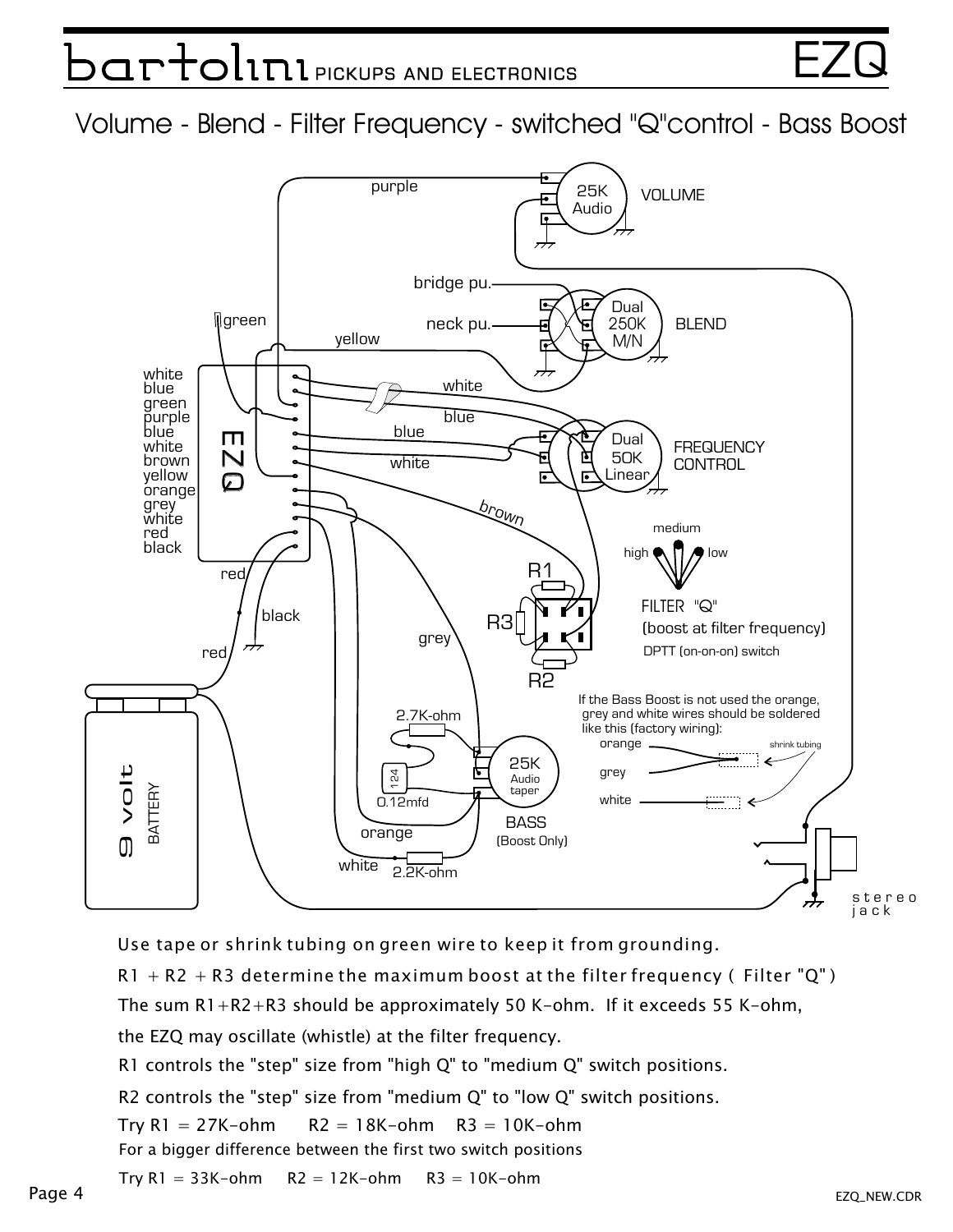# bartolini PICKUPS AND ELECTRONICS — EZQ

## Volume - Blend - Filter Frequency - switched "Q"control - Bass Boost

purple

25K Audio

VOLUME

bridge pu.

neck pu.

Dual 250K M/N

BLEND

green

yellow

white
blue
green
purple
blue
white
brown
yellow
orange
grey
white
red
black

EZQ

white

blue

blue

white

Dual 50K Linear

FREQUENCY CONTROL

brown

medium

high

low

R1

R3

FILTER "Q"

(boost at filter frequency)

DPTT (on-on-on) switch

R2

red

black

red

grey

If the Bass Boost is not used the orange, grey and white wires should be soldered like this (factory wiring):

orange

grey

white

shrink tubing

2.7K-ohm

124

0.12mfd

25K Audio taper

BASS (Boost Only)

orange

white

2.2K-ohm

9 volt BATTERY

stereo jack

Use tape or shrink tubing on green wire to keep it from grounding.

R1 + R2 + R3 determine the maximum boost at the filter frequency ( Filter "Q")

The sum R1+R2+R3 should be approximately 50 K-ohm. If it exceeds 55 K-ohm, the EZQ may oscillate (whistle) at the filter frequency.

R1 controls the "step" size from "high Q" to "medium Q" switch positions.

R2 controls the "step" size from "medium Q" to "low Q" switch positions.

Try R1 = 27K-ohm R2 = 18K-ohm R3 = 10K-ohm

For a bigger difference between the first two switch positions

Try R1 = 33K-ohm R2 = 12K-ohm R3 = 10K-ohm

EZQ_NEW.CDR